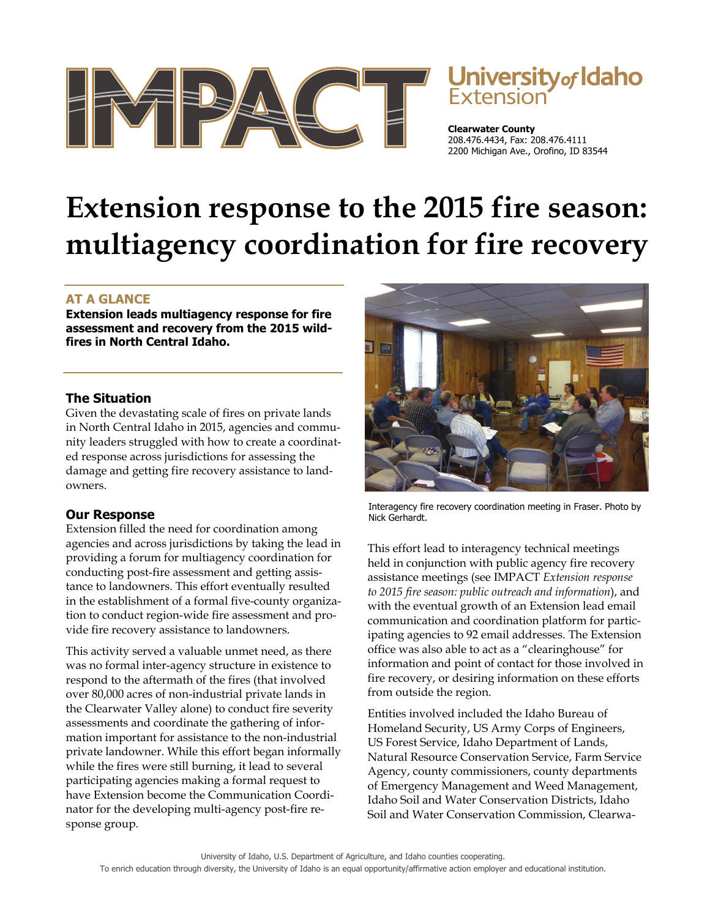# IMPACT

**University of Idaho Extension**

**Clearwater County**
208.476.4434, Fax: 208.476.4111
2200 Michigan Ave., Orofino, ID 83544

# Extension response to the 2015 fire season: multiagency coordination for fire recovery

### AT A GLANCE

**Extension leads multiagency response for fire assessment and recovery from the 2015 wildfires in North Central Idaho.**

### The Situation

Given the devastating scale of fires on private lands in North Central Idaho in 2015, agencies and community leaders struggled with how to create a coordinated response across jurisdictions for assessing the damage and getting fire recovery assistance to landowners.

### Our Response

Extension filled the need for coordination among agencies and across jurisdictions by taking the lead in providing a forum for multiagency coordination for conducting post-fire assessment and getting assistance to landowners. This effort eventually resulted in the establishment of a formal five-county organization to conduct region-wide fire assessment and provide fire recovery assistance to landowners.

This activity served a valuable unmet need, as there was no formal inter-agency structure in existence to respond to the aftermath of the fires (that involved over 80,000 acres of non-industrial private lands in the Clearwater Valley alone) to conduct fire severity assessments and coordinate the gathering of information important for assistance to the non-industrial private landowner. While this effort began informally while the fires were still burning, it lead to several participating agencies making a formal request to have Extension become the Communication Coordinator for the developing multi-agency post-fire response group.

Interagency fire recovery coordination meeting in Fraser. Photo by Nick Gerhardt.

This effort lead to interagency technical meetings held in conjunction with public agency fire recovery assistance meetings (see IMPACT *Extension response to 2015 fire season: public outreach and information*), and with the eventual growth of an Extension lead email communication and coordination platform for participating agencies to 92 email addresses. The Extension office was also able to act as a "clearinghouse" for information and point of contact for those involved in fire recovery, or desiring information on these efforts from outside the region.

Entities involved included the Idaho Bureau of Homeland Security, US Army Corps of Engineers, US Forest Service, Idaho Department of Lands, Natural Resource Conservation Service, Farm Service Agency, county commissioners, county departments of Emergency Management and Weed Management, Idaho Soil and Water Conservation Districts, Idaho Soil and Water Conservation Commission, Clearwa-

University of Idaho, U.S. Department of Agriculture, and Idaho counties cooperating.
To enrich education through diversity, the University of Idaho is an equal opportunity/affirmative action employer and educational institution.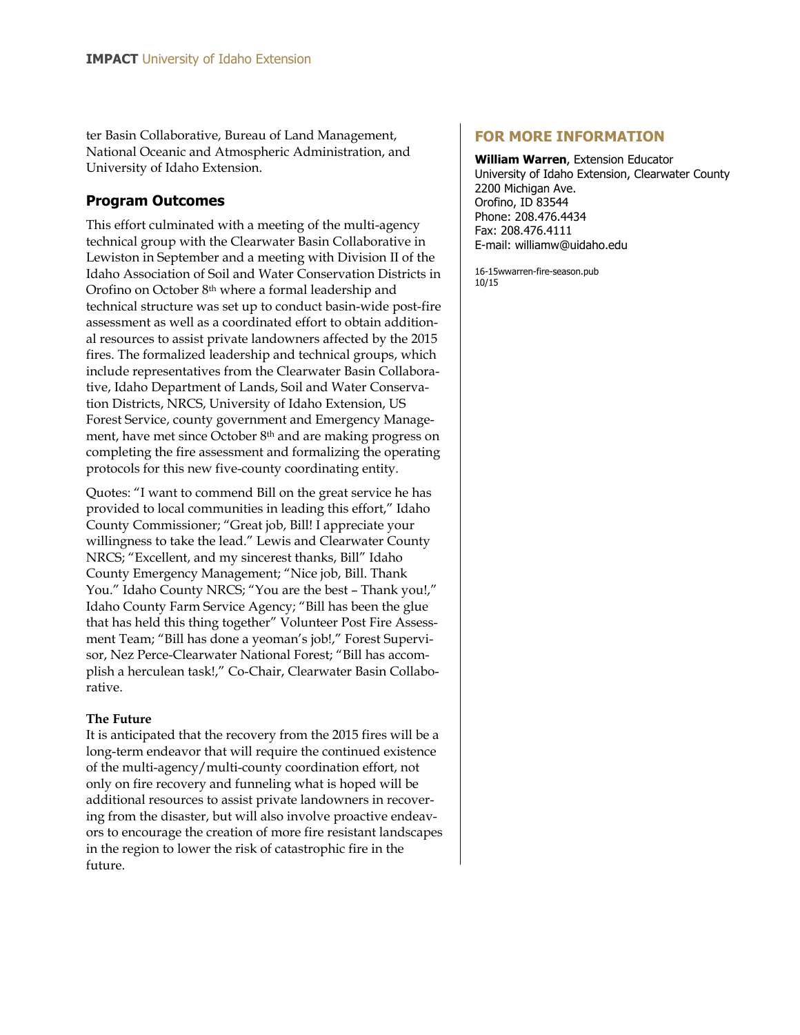ter Basin Collaborative, Bureau of Land Management, National Oceanic and Atmospheric Administration, and University of Idaho Extension.

## Program Outcomes

This effort culminated with a meeting of the multi-agency technical group with the Clearwater Basin Collaborative in Lewiston in September and a meeting with Division II of the Idaho Association of Soil and Water Conservation Districts in Orofino on October 8th where a formal leadership and technical structure was set up to conduct basin-wide post-fire assessment as well as a coordinated effort to obtain additional resources to assist private landowners affected by the 2015 fires. The formalized leadership and technical groups, which include representatives from the Clearwater Basin Collaborative, Idaho Department of Lands, Soil and Water Conservation Districts, NRCS, University of Idaho Extension, US Forest Service, county government and Emergency Management, have met since October 8th and are making progress on completing the fire assessment and formalizing the operating protocols for this new five-county coordinating entity.

Quotes: "I want to commend Bill on the great service he has provided to local communities in leading this effort," Idaho County Commissioner; "Great job, Bill! I appreciate your willingness to take the lead." Lewis and Clearwater County NRCS; "Excellent, and my sincerest thanks, Bill" Idaho County Emergency Management; "Nice job, Bill. Thank You." Idaho County NRCS; "You are the best – Thank you!," Idaho County Farm Service Agency; "Bill has been the glue that has held this thing together" Volunteer Post Fire Assessment Team; "Bill has done a yeoman's job!," Forest Supervisor, Nez Perce-Clearwater National Forest; "Bill has accomplish a herculean task!," Co-Chair, Clearwater Basin Collaborative.

**The Future**

It is anticipated that the recovery from the 2015 fires will be a long-term endeavor that will require the continued existence of the multi-agency/multi-county coordination effort, not only on fire recovery and funneling what is hoped will be additional resources to assist private landowners in recovering from the disaster, but will also involve proactive endeavors to encourage the creation of more fire resistant landscapes in the region to lower the risk of catastrophic fire in the future.

## FOR MORE INFORMATION

**William Warren**, Extension Educator
University of Idaho Extension, Clearwater County
2200 Michigan Ave.
Orofino, ID 83544
Phone: 208.476.4434
Fax: 208.476.4111
E-mail: williamw@uidaho.edu

16-15wwarren-fire-season.pub
10/15